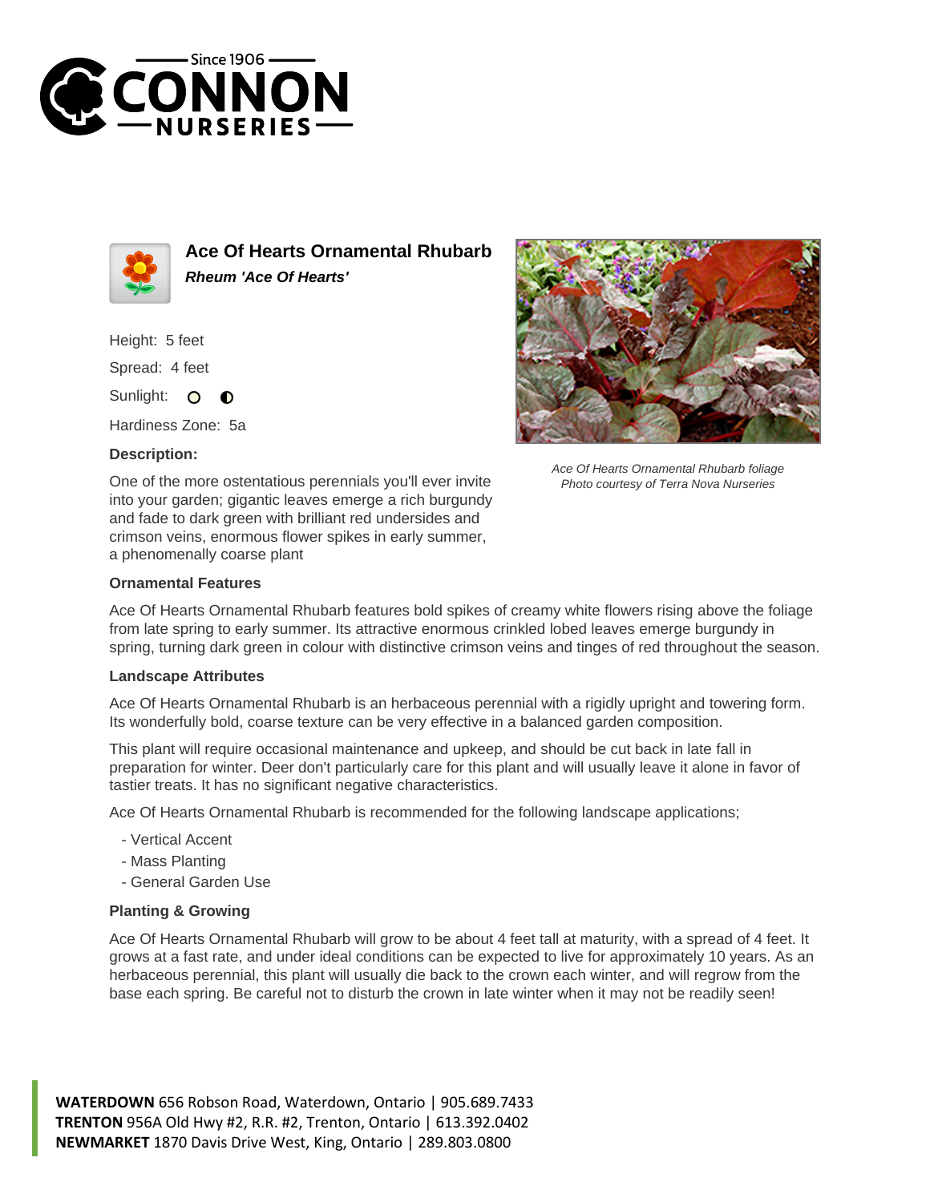# Ace Of Hearts Ornamental Rhubarb

***Rheum 'Ace Of Hearts'***

Height: 5 feet

Spread: 4 feet

Sunlight:

Hardiness Zone: 5a

**Description:**

One of the more ostentatious perennials you'll ever invite into your garden; gigantic leaves emerge a rich burgundy and fade to dark green with brilliant red undersides and crimson veins, enormous flower spikes in early summer, a phenomenally coarse plant

*Ace Of Hearts Ornamental Rhubarb foliage*
*Photo courtesy of Terra Nova Nurseries*

## Ornamental Features

Ace Of Hearts Ornamental Rhubarb features bold spikes of creamy white flowers rising above the foliage from late spring to early summer. Its attractive enormous crinkled lobed leaves emerge burgundy in spring, turning dark green in colour with distinctive crimson veins and tinges of red throughout the season.

## Landscape Attributes

Ace Of Hearts Ornamental Rhubarb is an herbaceous perennial with a rigidly upright and towering form. Its wonderfully bold, coarse texture can be very effective in a balanced garden composition.

This plant will require occasional maintenance and upkeep, and should be cut back in late fall in preparation for winter. Deer don't particularly care for this plant and will usually leave it alone in favor of tastier treats. It has no significant negative characteristics.

Ace Of Hearts Ornamental Rhubarb is recommended for the following landscape applications;

- Vertical Accent
- Mass Planting
- General Garden Use

## Planting & Growing

Ace Of Hearts Ornamental Rhubarb will grow to be about 4 feet tall at maturity, with a spread of 4 feet. It grows at a fast rate, and under ideal conditions can be expected to live for approximately 10 years. As an herbaceous perennial, this plant will usually die back to the crown each winter, and will regrow from the base each spring. Be careful not to disturb the crown in late winter when it may not be readily seen!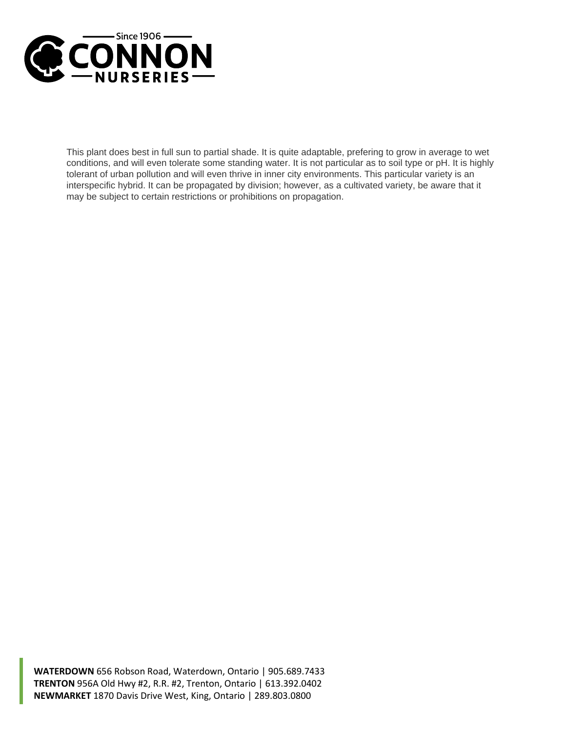This plant does best in full sun to partial shade. It is quite adaptable, prefering to grow in average to wet conditions, and will even tolerate some standing water. It is not particular as to soil type or pH. It is highly tolerant of urban pollution and will even thrive in inner city environments. This particular variety is an interspecific hybrid. It can be propagated by division; however, as a cultivated variety, be aware that it may be subject to certain restrictions or prohibitions on propagation.